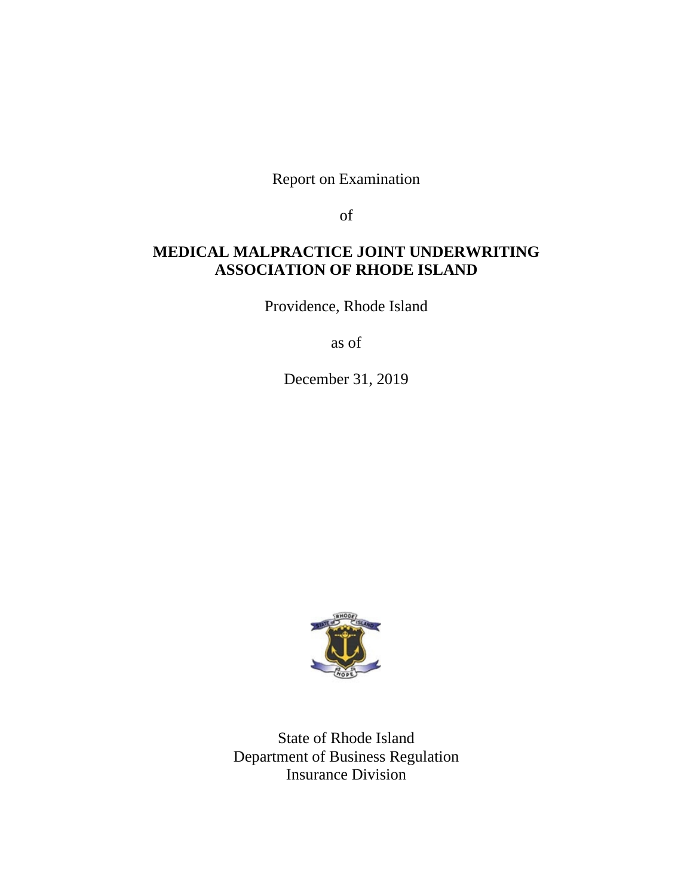Report on Examination

of

# MEDICAL MALPRACTICE JOINT UNDERWRITING ASSOCIATION OF RHODE ISLAND

Providence, Rhode Island

as of

December 31, 2019

State of Rhode Island
Department of Business Regulation
Insurance Division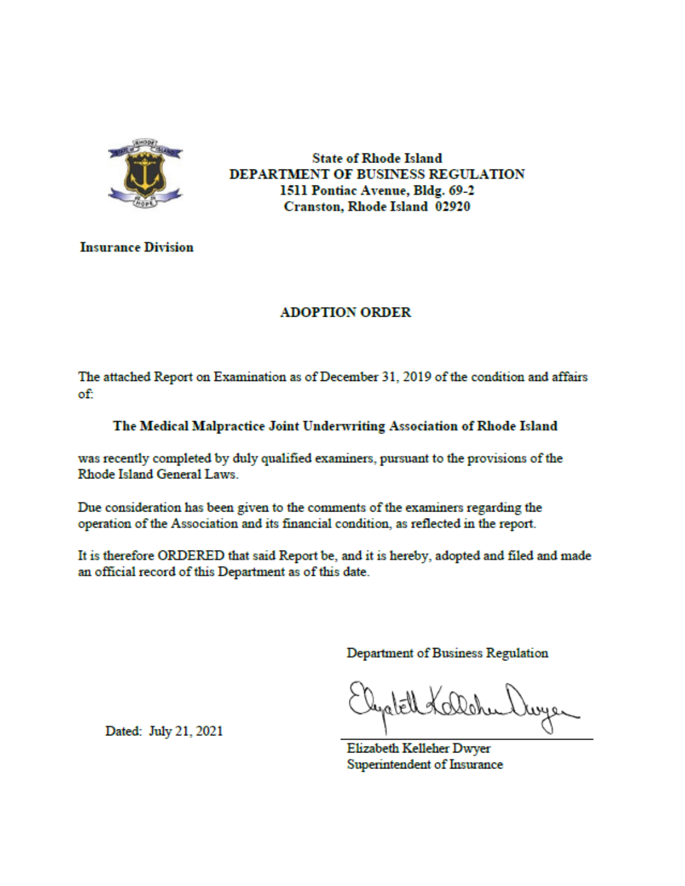State of Rhode Island
**DEPARTMENT OF BUSINESS REGULATION**
1511 Pontiac Avenue, Bldg. 69-2
Cranston, Rhode Island 02920

**Insurance Division**

## ADOPTION ORDER

The attached Report on Examination as of December 31, 2019 of the condition and affairs of:

**The Medical Malpractice Joint Underwriting Association of Rhode Island**

was recently completed by duly qualified examiners, pursuant to the provisions of the Rhode Island General Laws.

Due consideration has been given to the comments of the examiners regarding the operation of the Association and its financial condition, as reflected in the report.

It is therefore ORDERED that said Report be, and it is hereby, adopted and filed and made an official record of this Department as of this date.

Department of Business Regulation

Dated: July 21, 2021

Elizabeth Kelleher Dwyer
Superintendent of Insurance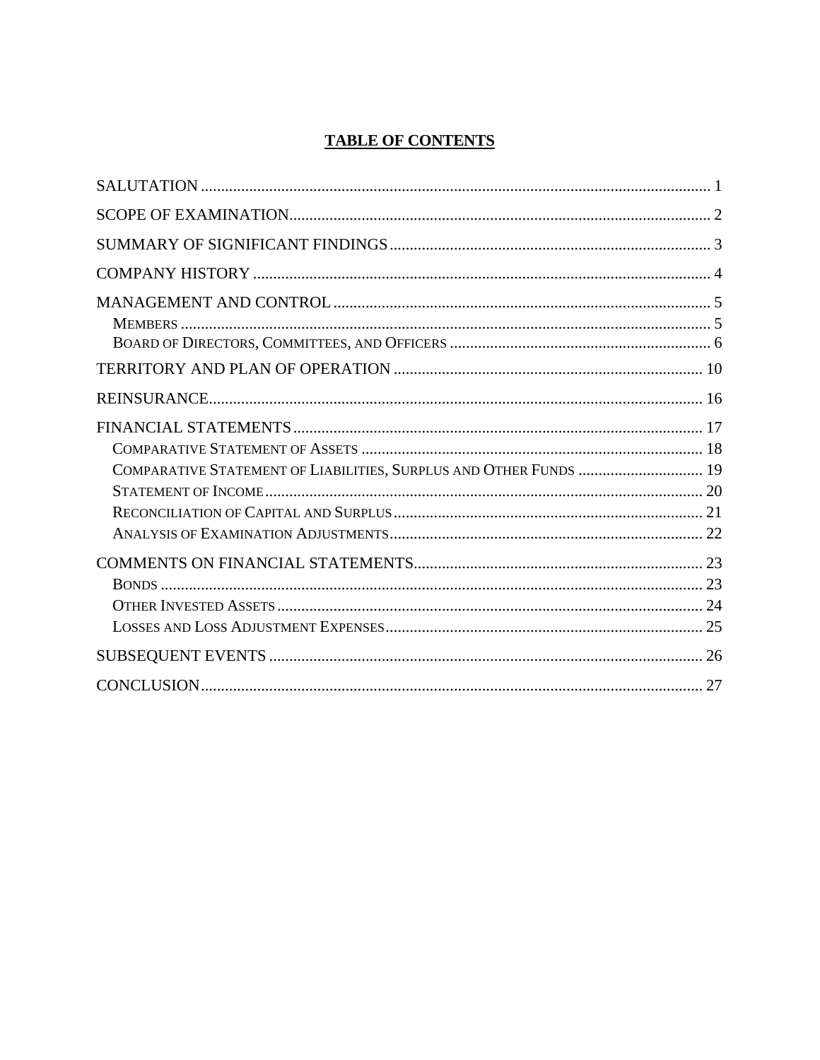# TABLE OF CONTENTS

SALUTATION ..... 1

SCOPE OF EXAMINATION ..... 2

SUMMARY OF SIGNIFICANT FINDINGS ..... 3

COMPANY HISTORY ..... 4

MANAGEMENT AND CONTROL ..... 5
- Members ..... 5
- Board of Directors, Committees, and Officers ..... 6

TERRITORY AND PLAN OF OPERATION ..... 10

REINSURANCE ..... 16

FINANCIAL STATEMENTS ..... 17
- Comparative Statement of Assets ..... 18
- Comparative Statement of Liabilities, Surplus and Other Funds ..... 19
- Statement of Income ..... 20
- Reconciliation of Capital and Surplus ..... 21
- Analysis of Examination Adjustments ..... 22

COMMENTS ON FINANCIAL STATEMENTS ..... 23
- Bonds ..... 23
- Other Invested Assets ..... 24
- Losses and Loss Adjustment Expenses ..... 25

SUBSEQUENT EVENTS ..... 26

CONCLUSION ..... 27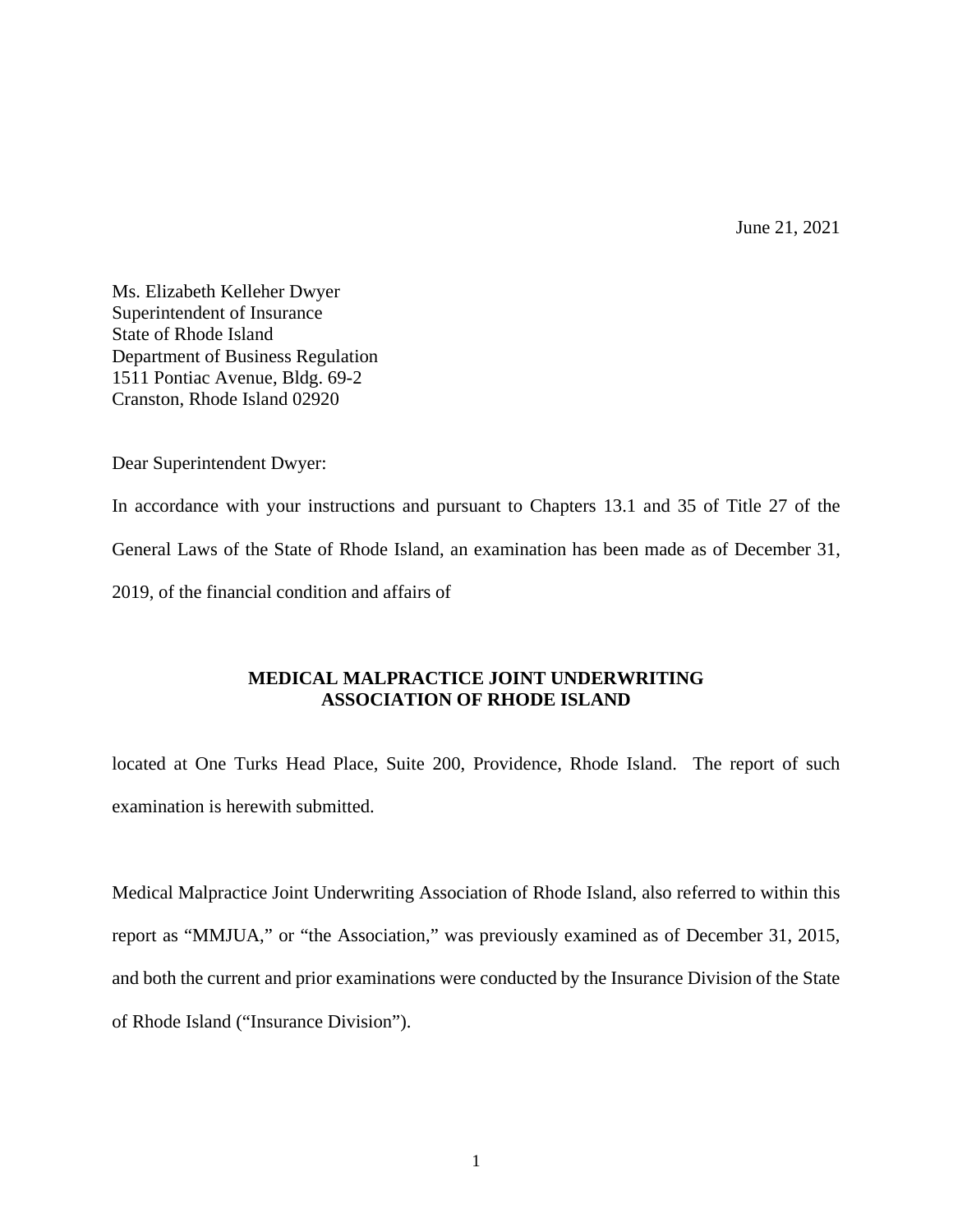June 21, 2021

Ms. Elizabeth Kelleher Dwyer
Superintendent of Insurance
State of Rhode Island
Department of Business Regulation
1511 Pontiac Avenue, Bldg. 69-2
Cranston, Rhode Island 02920

Dear Superintendent Dwyer:

In accordance with your instructions and pursuant to Chapters 13.1 and 35 of Title 27 of the General Laws of the State of Rhode Island, an examination has been made as of December 31, 2019, of the financial condition and affairs of

**MEDICAL MALPRACTICE JOINT UNDERWRITING ASSOCIATION OF RHODE ISLAND**

located at One Turks Head Place, Suite 200, Providence, Rhode Island. The report of such examination is herewith submitted.

Medical Malpractice Joint Underwriting Association of Rhode Island, also referred to within this report as "MMJUA," or "the Association," was previously examined as of December 31, 2015, and both the current and prior examinations were conducted by the Insurance Division of the State of Rhode Island ("Insurance Division").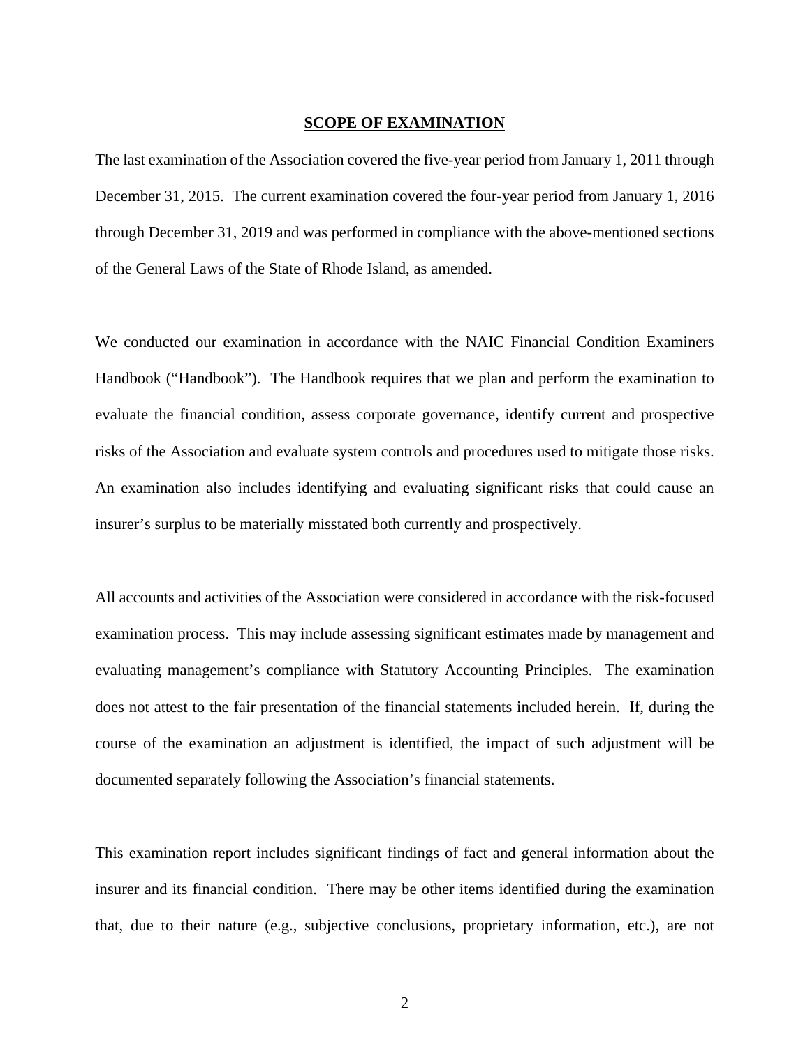## SCOPE OF EXAMINATION

The last examination of the Association covered the five-year period from January 1, 2011 through December 31, 2015. The current examination covered the four-year period from January 1, 2016 through December 31, 2019 and was performed in compliance with the above-mentioned sections of the General Laws of the State of Rhode Island, as amended.

We conducted our examination in accordance with the NAIC Financial Condition Examiners Handbook ("Handbook"). The Handbook requires that we plan and perform the examination to evaluate the financial condition, assess corporate governance, identify current and prospective risks of the Association and evaluate system controls and procedures used to mitigate those risks. An examination also includes identifying and evaluating significant risks that could cause an insurer's surplus to be materially misstated both currently and prospectively.

All accounts and activities of the Association were considered in accordance with the risk-focused examination process. This may include assessing significant estimates made by management and evaluating management's compliance with Statutory Accounting Principles. The examination does not attest to the fair presentation of the financial statements included herein. If, during the course of the examination an adjustment is identified, the impact of such adjustment will be documented separately following the Association's financial statements.

This examination report includes significant findings of fact and general information about the insurer and its financial condition. There may be other items identified during the examination that, due to their nature (e.g., subjective conclusions, proprietary information, etc.), are not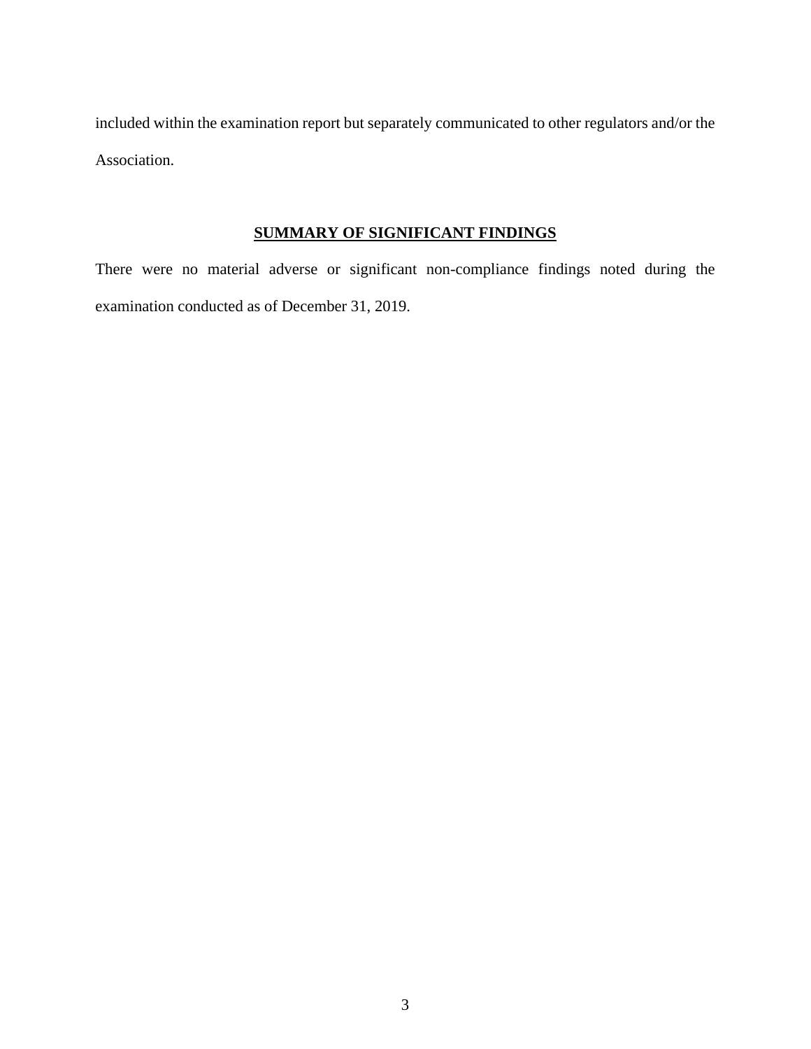included within the examination report but separately communicated to other regulators and/or the Association.

## SUMMARY OF SIGNIFICANT FINDINGS

There were no material adverse or significant non-compliance findings noted during the examination conducted as of December 31, 2019.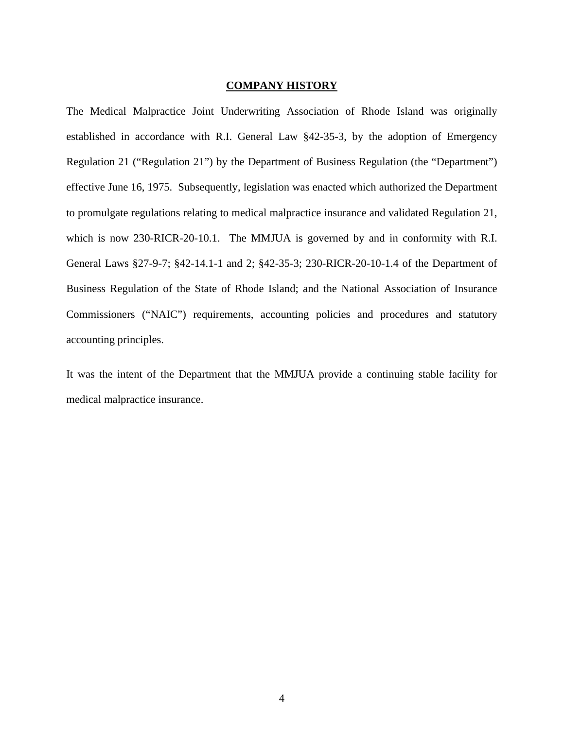## COMPANY HISTORY

The Medical Malpractice Joint Underwriting Association of Rhode Island was originally established in accordance with R.I. General Law §42-35-3, by the adoption of Emergency Regulation 21 ("Regulation 21") by the Department of Business Regulation (the "Department") effective June 16, 1975. Subsequently, legislation was enacted which authorized the Department to promulgate regulations relating to medical malpractice insurance and validated Regulation 21, which is now 230-RICR-20-10.1. The MMJUA is governed by and in conformity with R.I. General Laws §27-9-7; §42-14.1-1 and 2; §42-35-3; 230-RICR-20-10-1.4 of the Department of Business Regulation of the State of Rhode Island; and the National Association of Insurance Commissioners ("NAIC") requirements, accounting policies and procedures and statutory accounting principles.

It was the intent of the Department that the MMJUA provide a continuing stable facility for medical malpractice insurance.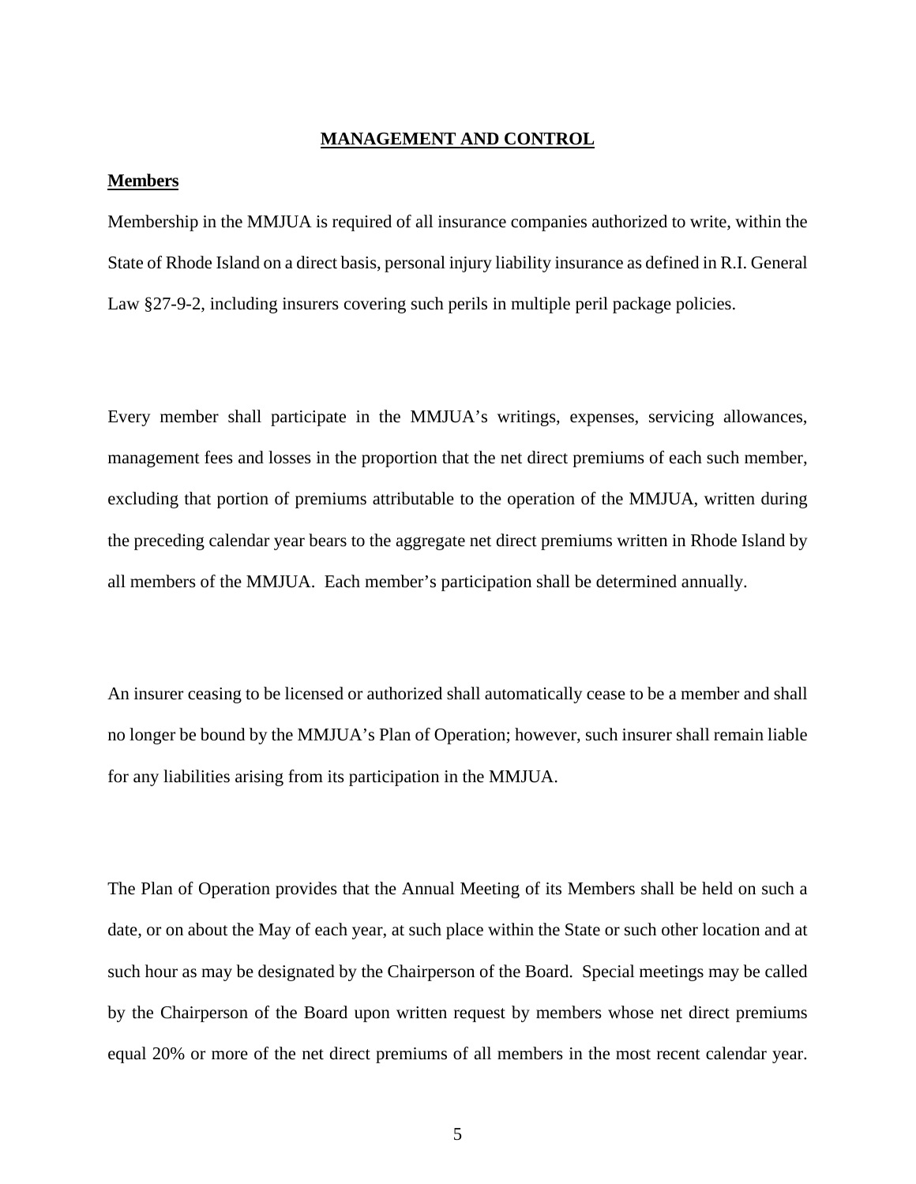## MANAGEMENT AND CONTROL

### Members

Membership in the MMJUA is required of all insurance companies authorized to write, within the State of Rhode Island on a direct basis, personal injury liability insurance as defined in R.I. General Law §27-9-2, including insurers covering such perils in multiple peril package policies.

Every member shall participate in the MMJUA's writings, expenses, servicing allowances, management fees and losses in the proportion that the net direct premiums of each such member, excluding that portion of premiums attributable to the operation of the MMJUA, written during the preceding calendar year bears to the aggregate net direct premiums written in Rhode Island by all members of the MMJUA. Each member's participation shall be determined annually.

An insurer ceasing to be licensed or authorized shall automatically cease to be a member and shall no longer be bound by the MMJUA's Plan of Operation; however, such insurer shall remain liable for any liabilities arising from its participation in the MMJUA.

The Plan of Operation provides that the Annual Meeting of its Members shall be held on such a date, or on about the May of each year, at such place within the State or such other location and at such hour as may be designated by the Chairperson of the Board. Special meetings may be called by the Chairperson of the Board upon written request by members whose net direct premiums equal 20% or more of the net direct premiums of all members in the most recent calendar year.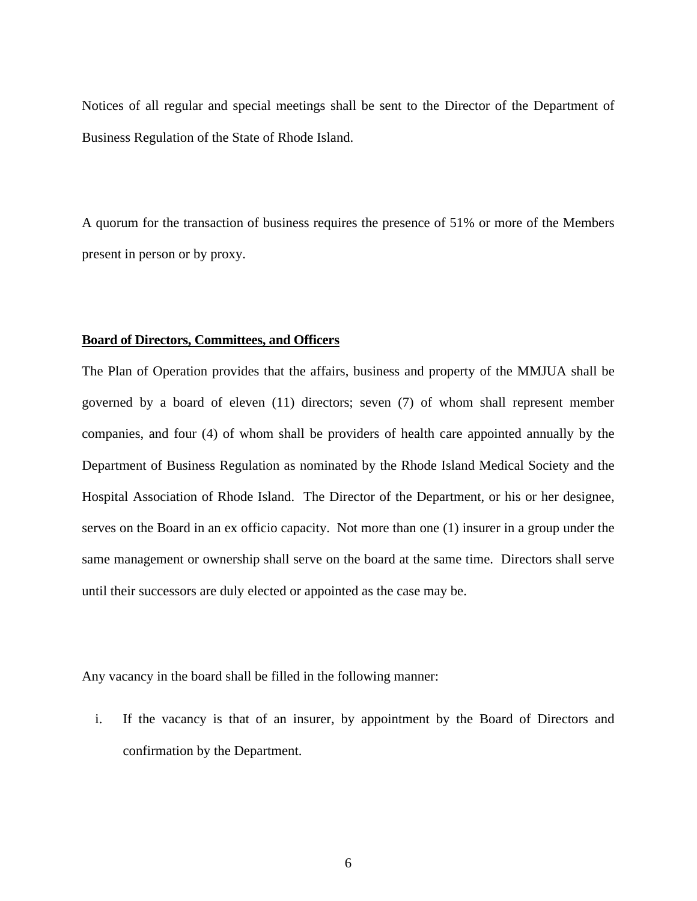Notices of all regular and special meetings shall be sent to the Director of the Department of Business Regulation of the State of Rhode Island.

A quorum for the transaction of business requires the presence of 51% or more of the Members present in person or by proxy.

**Board of Directors, Committees, and Officers**

The Plan of Operation provides that the affairs, business and property of the MMJUA shall be governed by a board of eleven (11) directors; seven (7) of whom shall represent member companies, and four (4) of whom shall be providers of health care appointed annually by the Department of Business Regulation as nominated by the Rhode Island Medical Society and the Hospital Association of Rhode Island. The Director of the Department, or his or her designee, serves on the Board in an ex officio capacity. Not more than one (1) insurer in a group under the same management or ownership shall serve on the board at the same time. Directors shall serve until their successors are duly elected or appointed as the case may be.

Any vacancy in the board shall be filled in the following manner:

i. If the vacancy is that of an insurer, by appointment by the Board of Directors and confirmation by the Department.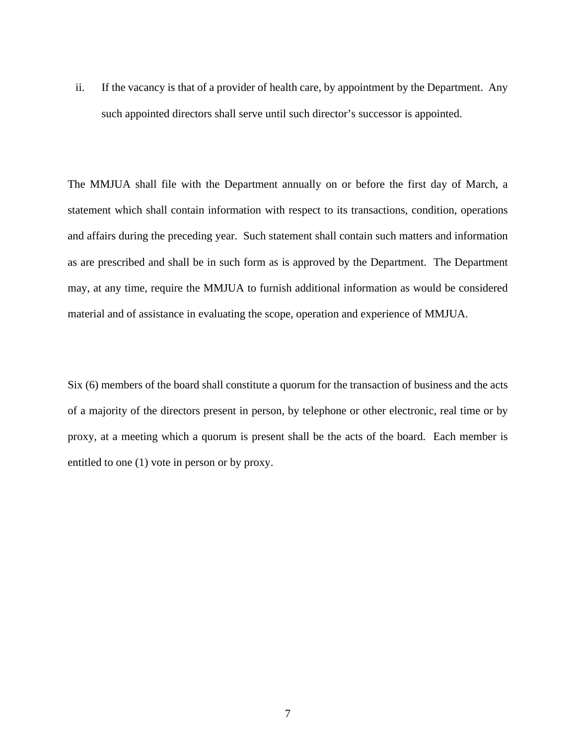ii. If the vacancy is that of a provider of health care, by appointment by the Department. Any such appointed directors shall serve until such director's successor is appointed.

The MMJUA shall file with the Department annually on or before the first day of March, a statement which shall contain information with respect to its transactions, condition, operations and affairs during the preceding year. Such statement shall contain such matters and information as are prescribed and shall be in such form as is approved by the Department. The Department may, at any time, require the MMJUA to furnish additional information as would be considered material and of assistance in evaluating the scope, operation and experience of MMJUA.

Six (6) members of the board shall constitute a quorum for the transaction of business and the acts of a majority of the directors present in person, by telephone or other electronic, real time or by proxy, at a meeting which a quorum is present shall be the acts of the board. Each member is entitled to one (1) vote in person or by proxy.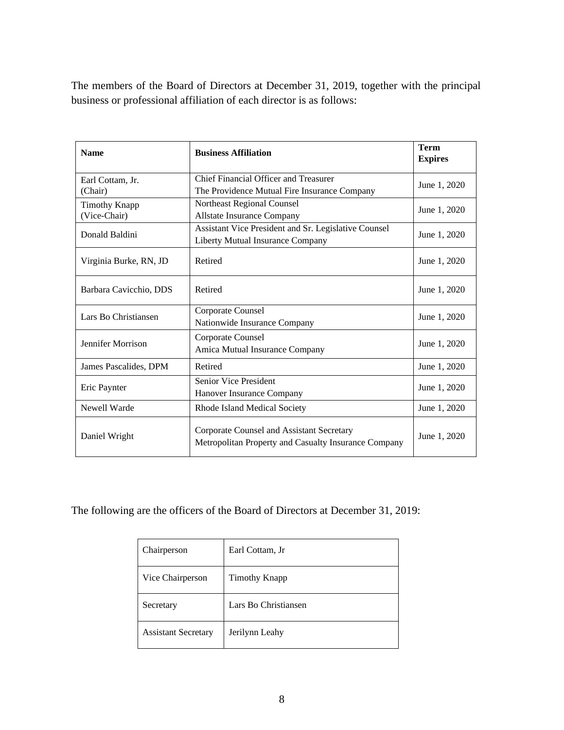The members of the Board of Directors at December 31, 2019, together with the principal business or professional affiliation of each director is as follows:

| Name | Business Affiliation | Term Expires |
|---|---|---|
| Earl Cottam, Jr. (Chair) | Chief Financial Officer and Treasurer The Providence Mutual Fire Insurance Company | June 1, 2020 |
| Timothy Knapp (Vice-Chair) | Northeast Regional Counsel Allstate Insurance Company | June 1, 2020 |
| Donald Baldini | Assistant Vice President and Sr. Legislative Counsel Liberty Mutual Insurance Company | June 1, 2020 |
| Virginia Burke, RN, JD | Retired | June 1, 2020 |
| Barbara Cavicchio, DDS | Retired | June 1, 2020 |
| Lars Bo Christiansen | Corporate Counsel Nationwide Insurance Company | June 1, 2020 |
| Jennifer Morrison | Corporate Counsel Amica Mutual Insurance Company | June 1, 2020 |
| James Pascalides, DPM | Retired | June 1, 2020 |
| Eric Paynter | Senior Vice President Hanover Insurance Company | June 1, 2020 |
| Newell Warde | Rhode Island Medical Society | June 1, 2020 |
| Daniel Wright | Corporate Counsel and Assistant Secretary Metropolitan Property and Casualty Insurance Company | June 1, 2020 |

The following are the officers of the Board of Directors at December 31, 2019:

| | |
|---|---|
| Chairperson | Earl Cottam, Jr |
| Vice Chairperson | Timothy Knapp |
| Secretary | Lars Bo Christiansen |
| Assistant Secretary | Jerilynn Leahy |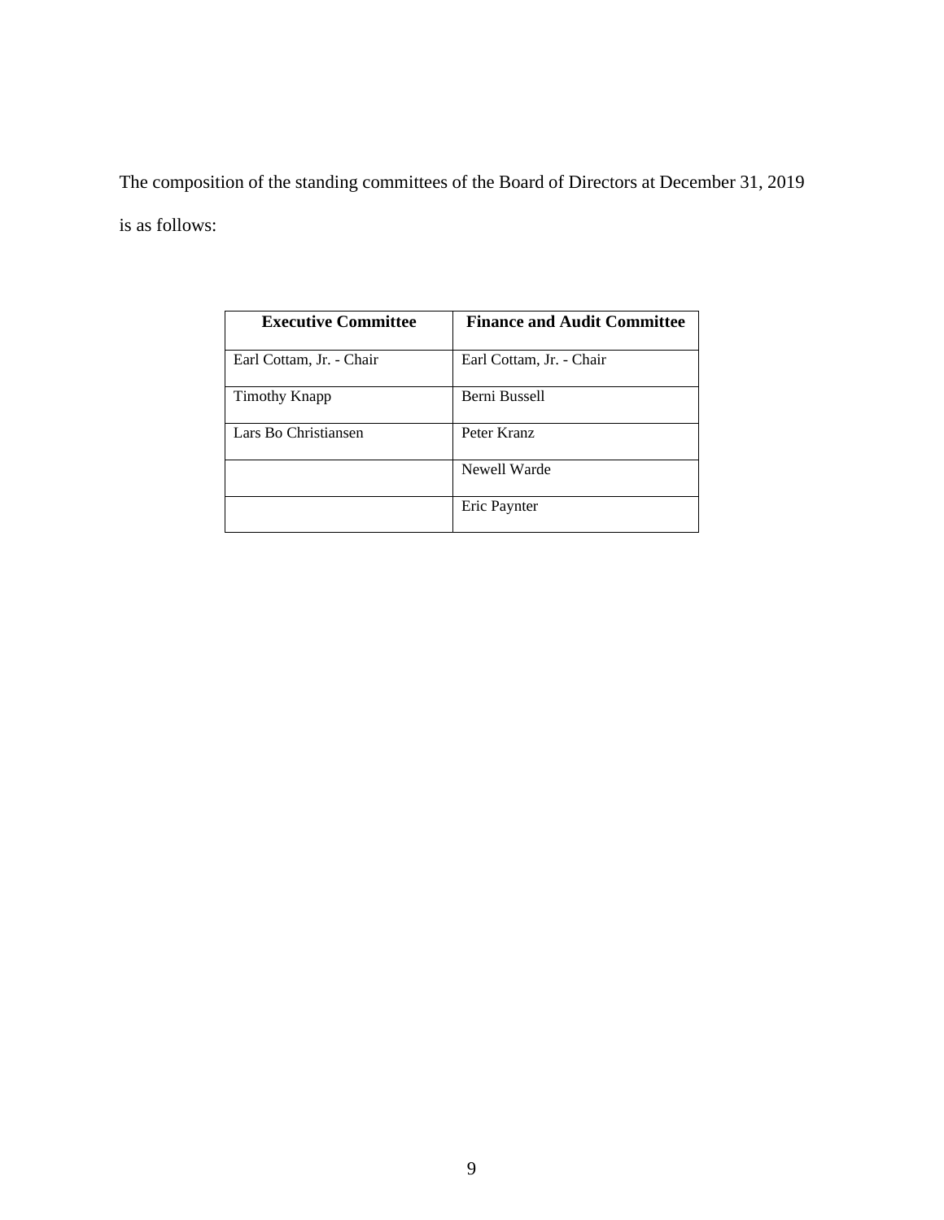The composition of the standing committees of the Board of Directors at December 31, 2019 is as follows:

| **Executive Committee** | **Finance and Audit Committee** |
|---|---|
| Earl Cottam, Jr. - Chair | Earl Cottam, Jr. - Chair |
| Timothy Knapp | Berni Bussell |
| Lars Bo Christiansen | Peter Kranz |
| | Newell Warde |
| | Eric Paynter |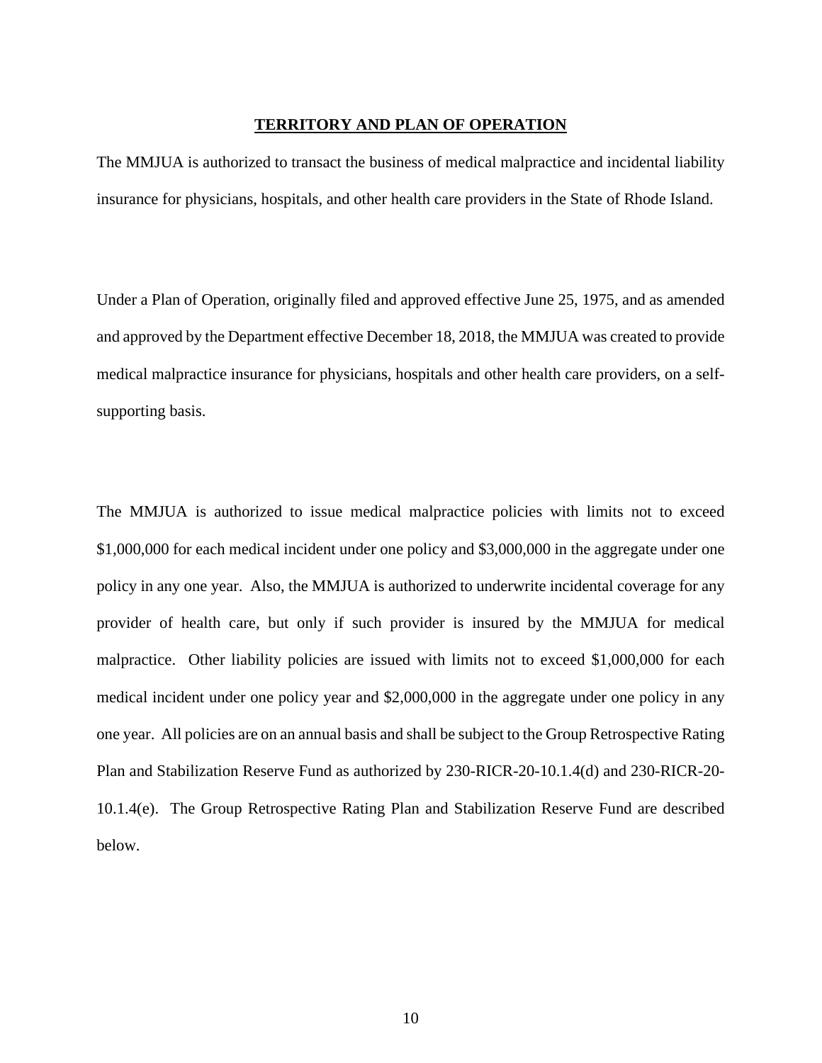## TERRITORY AND PLAN OF OPERATION

The MMJUA is authorized to transact the business of medical malpractice and incidental liability insurance for physicians, hospitals, and other health care providers in the State of Rhode Island.

Under a Plan of Operation, originally filed and approved effective June 25, 1975, and as amended and approved by the Department effective December 18, 2018, the MMJUA was created to provide medical malpractice insurance for physicians, hospitals and other health care providers, on a self-supporting basis.

The MMJUA is authorized to issue medical malpractice policies with limits not to exceed $1,000,000 for each medical incident under one policy and $3,000,000 in the aggregate under one policy in any one year. Also, the MMJUA is authorized to underwrite incidental coverage for any provider of health care, but only if such provider is insured by the MMJUA for medical malpractice. Other liability policies are issued with limits not to exceed $1,000,000 for each medical incident under one policy year and $2,000,000 in the aggregate under one policy in any one year. All policies are on an annual basis and shall be subject to the Group Retrospective Rating Plan and Stabilization Reserve Fund as authorized by 230-RICR-20-10.1.4(d) and 230-RICR-20-10.1.4(e). The Group Retrospective Rating Plan and Stabilization Reserve Fund are described below.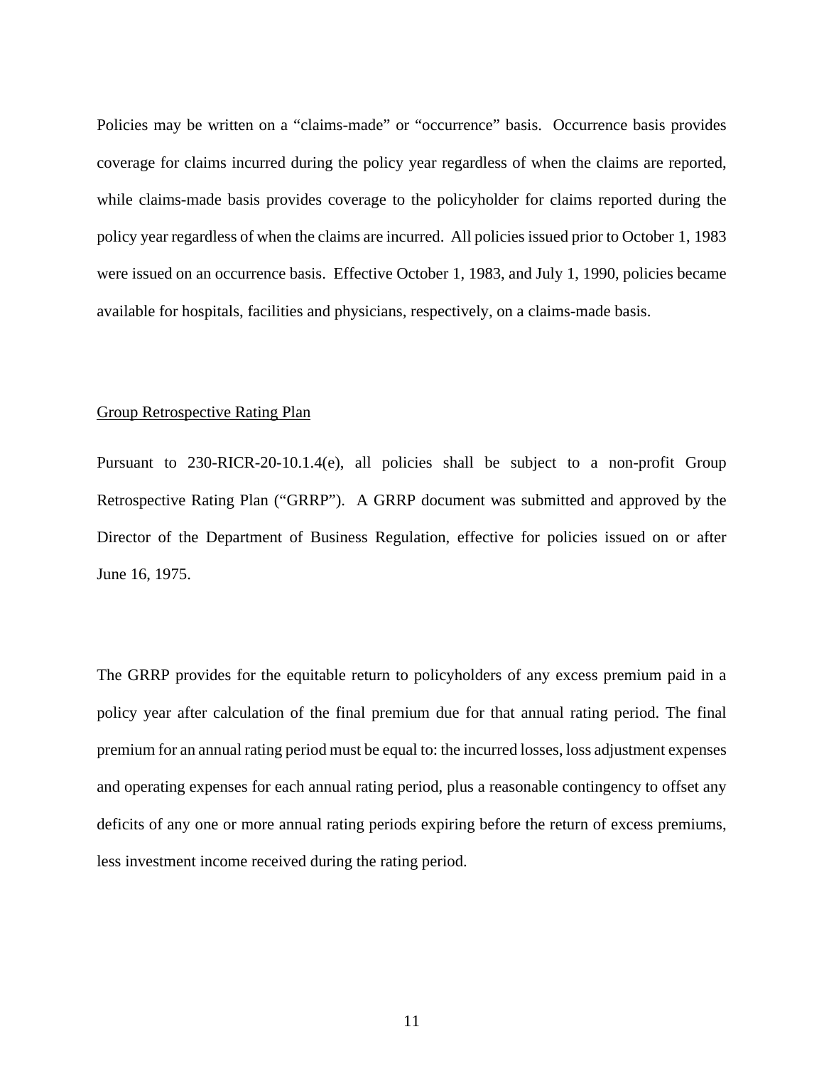Policies may be written on a "claims-made" or "occurrence" basis. Occurrence basis provides coverage for claims incurred during the policy year regardless of when the claims are reported, while claims-made basis provides coverage to the policyholder for claims reported during the policy year regardless of when the claims are incurred. All policies issued prior to October 1, 1983 were issued on an occurrence basis. Effective October 1, 1983, and July 1, 1990, policies became available for hospitals, facilities and physicians, respectively, on a claims-made basis.

<u>Group Retrospective Rating Plan</u>

Pursuant to 230-RICR-20-10.1.4(e), all policies shall be subject to a non-profit Group Retrospective Rating Plan ("GRRP"). A GRRP document was submitted and approved by the Director of the Department of Business Regulation, effective for policies issued on or after June 16, 1975.

The GRRP provides for the equitable return to policyholders of any excess premium paid in a policy year after calculation of the final premium due for that annual rating period. The final premium for an annual rating period must be equal to: the incurred losses, loss adjustment expenses and operating expenses for each annual rating period, plus a reasonable contingency to offset any deficits of any one or more annual rating periods expiring before the return of excess premiums, less investment income received during the rating period.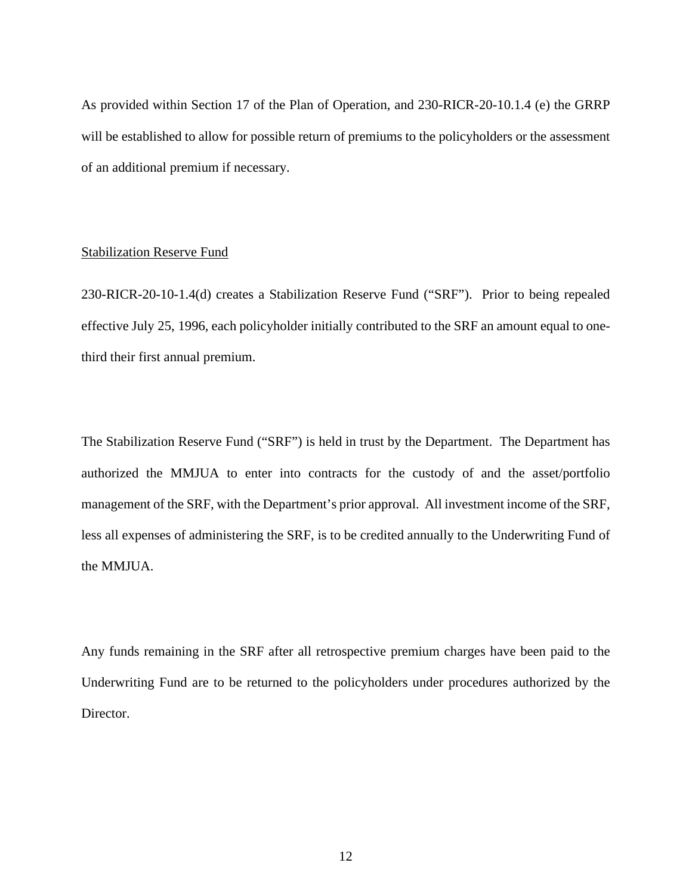As provided within Section 17 of the Plan of Operation, and 230-RICR-20-10.1.4 (e) the GRRP will be established to allow for possible return of premiums to the policyholders or the assessment of an additional premium if necessary.

<u>Stabilization Reserve Fund</u>

230-RICR-20-10-1.4(d) creates a Stabilization Reserve Fund ("SRF"). Prior to being repealed effective July 25, 1996, each policyholder initially contributed to the SRF an amount equal to one-third their first annual premium.

The Stabilization Reserve Fund ("SRF") is held in trust by the Department. The Department has authorized the MMJUA to enter into contracts for the custody of and the asset/portfolio management of the SRF, with the Department's prior approval. All investment income of the SRF, less all expenses of administering the SRF, is to be credited annually to the Underwriting Fund of the MMJUA.

Any funds remaining in the SRF after all retrospective premium charges have been paid to the Underwriting Fund are to be returned to the policyholders under procedures authorized by the Director.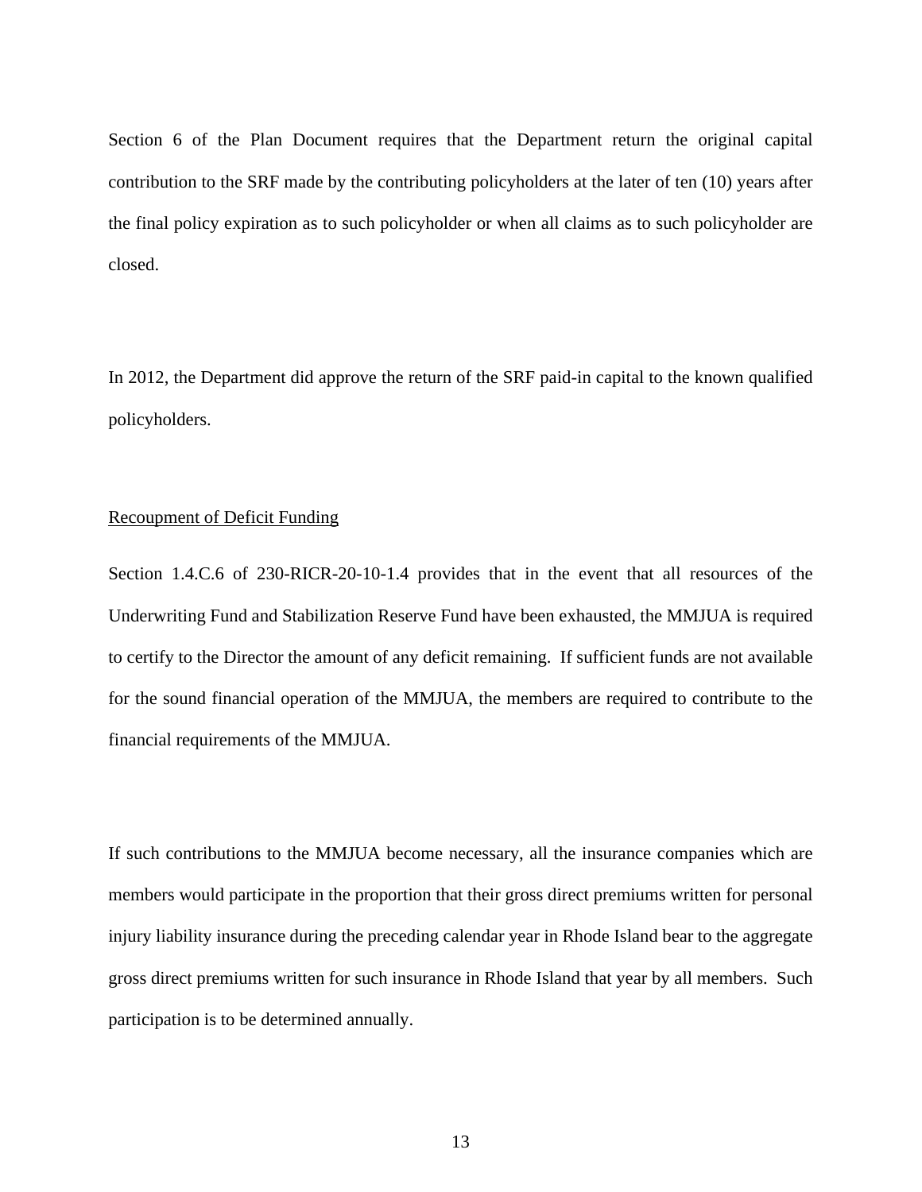Section 6 of the Plan Document requires that the Department return the original capital contribution to the SRF made by the contributing policyholders at the later of ten (10) years after the final policy expiration as to such policyholder or when all claims as to such policyholder are closed.

In 2012, the Department did approve the return of the SRF paid-in capital to the known qualified policyholders.

<u>Recoupment of Deficit Funding</u>

Section 1.4.C.6 of 230-RICR-20-10-1.4 provides that in the event that all resources of the Underwriting Fund and Stabilization Reserve Fund have been exhausted, the MMJUA is required to certify to the Director the amount of any deficit remaining. If sufficient funds are not available for the sound financial operation of the MMJUA, the members are required to contribute to the financial requirements of the MMJUA.

If such contributions to the MMJUA become necessary, all the insurance companies which are members would participate in the proportion that their gross direct premiums written for personal injury liability insurance during the preceding calendar year in Rhode Island bear to the aggregate gross direct premiums written for such insurance in Rhode Island that year by all members. Such participation is to be determined annually.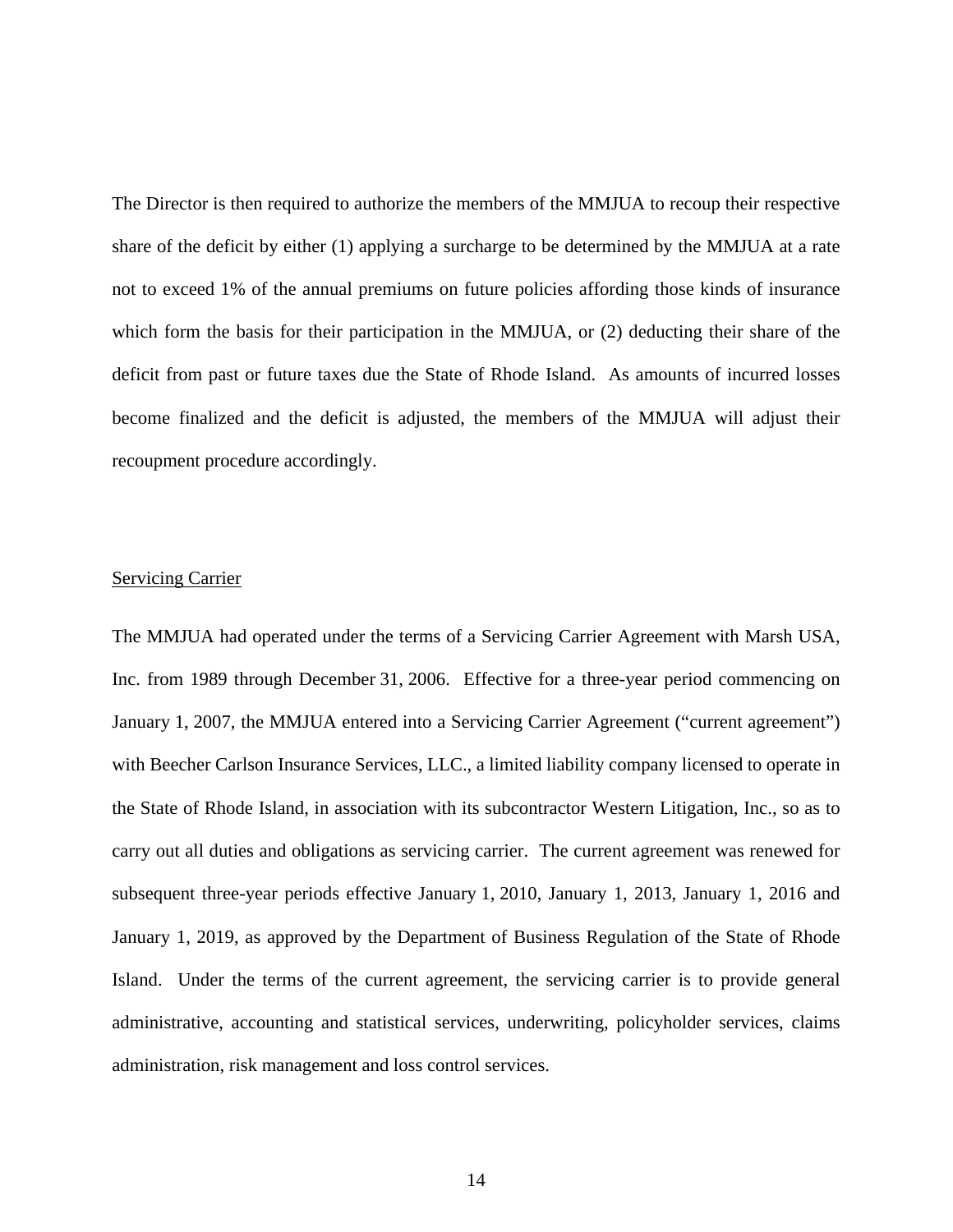The Director is then required to authorize the members of the MMJUA to recoup their respective share of the deficit by either (1) applying a surcharge to be determined by the MMJUA at a rate not to exceed 1% of the annual premiums on future policies affording those kinds of insurance which form the basis for their participation in the MMJUA, or (2) deducting their share of the deficit from past or future taxes due the State of Rhode Island. As amounts of incurred losses become finalized and the deficit is adjusted, the members of the MMJUA will adjust their recoupment procedure accordingly.

Servicing Carrier

The MMJUA had operated under the terms of a Servicing Carrier Agreement with Marsh USA, Inc. from 1989 through December 31, 2006. Effective for a three-year period commencing on January 1, 2007, the MMJUA entered into a Servicing Carrier Agreement ("current agreement") with Beecher Carlson Insurance Services, LLC., a limited liability company licensed to operate in the State of Rhode Island, in association with its subcontractor Western Litigation, Inc., so as to carry out all duties and obligations as servicing carrier. The current agreement was renewed for subsequent three-year periods effective January 1, 2010, January 1, 2013, January 1, 2016 and January 1, 2019, as approved by the Department of Business Regulation of the State of Rhode Island. Under the terms of the current agreement, the servicing carrier is to provide general administrative, accounting and statistical services, underwriting, policyholder services, claims administration, risk management and loss control services.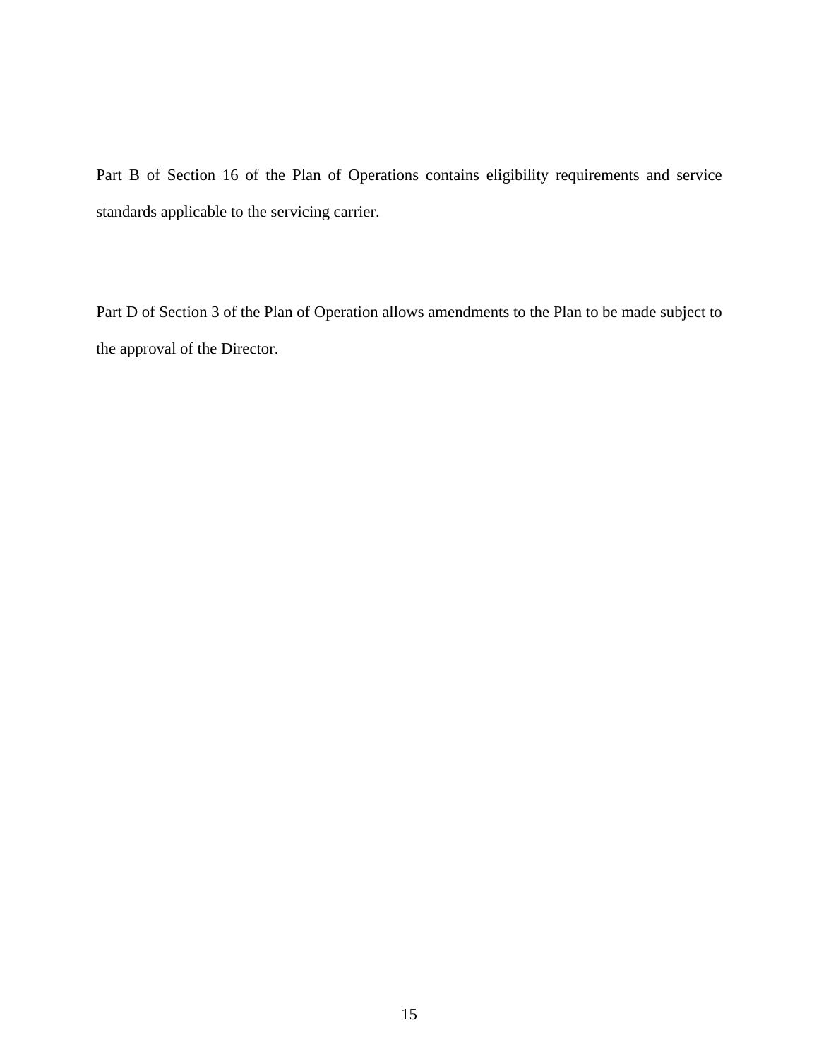Part B of Section 16 of the Plan of Operations contains eligibility requirements and service standards applicable to the servicing carrier.

Part D of Section 3 of the Plan of Operation allows amendments to the Plan to be made subject to the approval of the Director.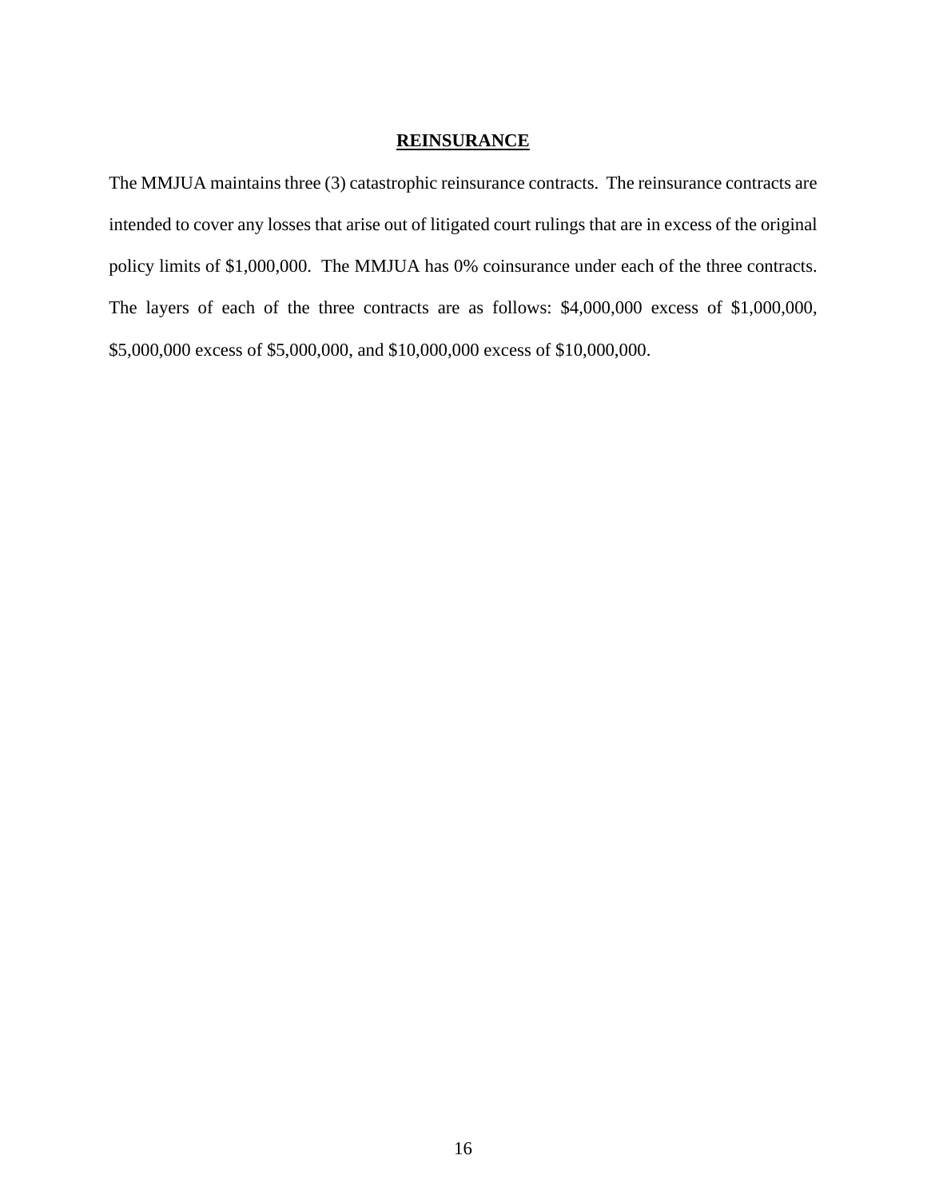## REINSURANCE

The MMJUA maintains three (3) catastrophic reinsurance contracts. The reinsurance contracts are intended to cover any losses that arise out of litigated court rulings that are in excess of the original policy limits of $1,000,000. The MMJUA has 0% coinsurance under each of the three contracts. The layers of each of the three contracts are as follows: $4,000,000 excess of $1,000,000, $5,000,000 excess of $5,000,000, and $10,000,000 excess of $10,000,000.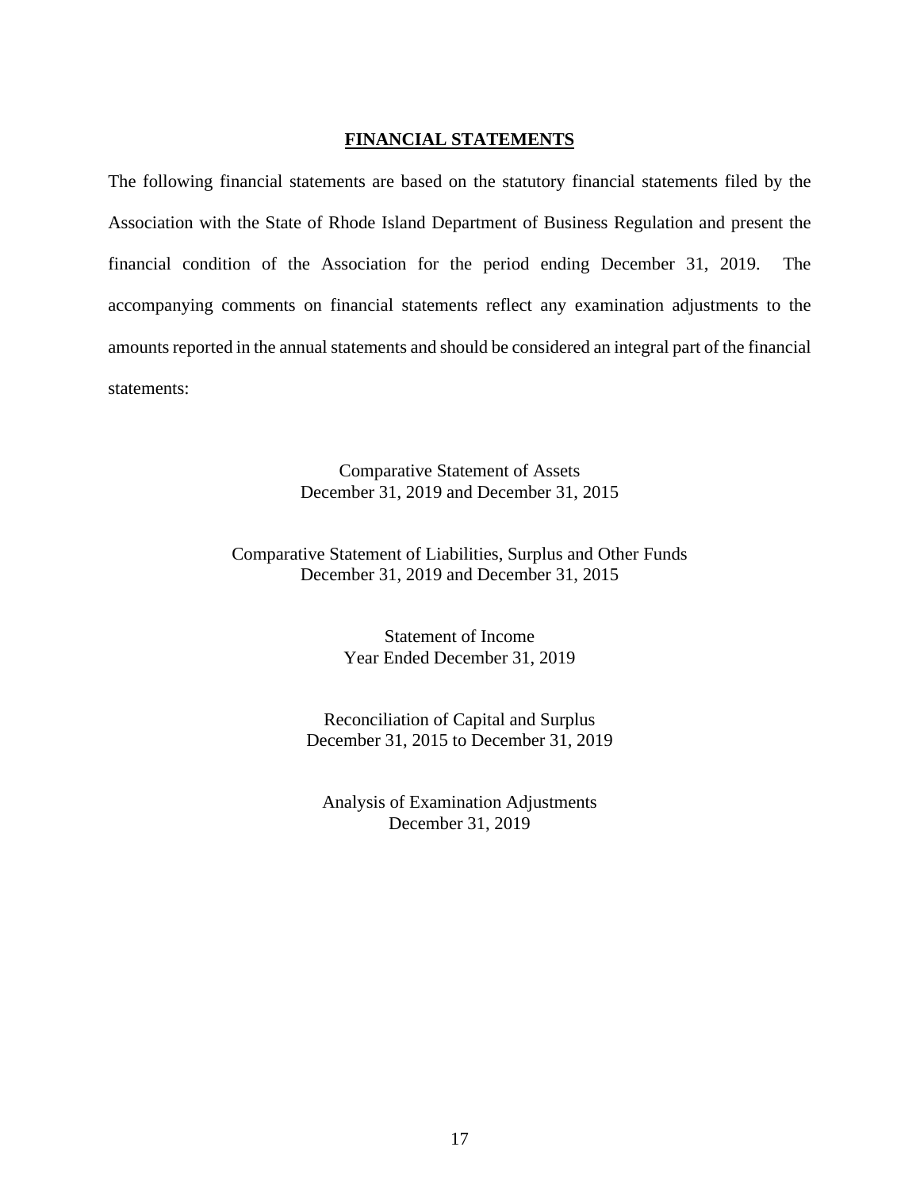## FINANCIAL STATEMENTS

The following financial statements are based on the statutory financial statements filed by the Association with the State of Rhode Island Department of Business Regulation and present the financial condition of the Association for the period ending December 31, 2019. The accompanying comments on financial statements reflect any examination adjustments to the amounts reported in the annual statements and should be considered an integral part of the financial statements:

Comparative Statement of Assets
December 31, 2019 and December 31, 2015

Comparative Statement of Liabilities, Surplus and Other Funds
December 31, 2019 and December 31, 2015

Statement of Income
Year Ended December 31, 2019

Reconciliation of Capital and Surplus
December 31, 2015 to December 31, 2019

Analysis of Examination Adjustments
December 31, 2019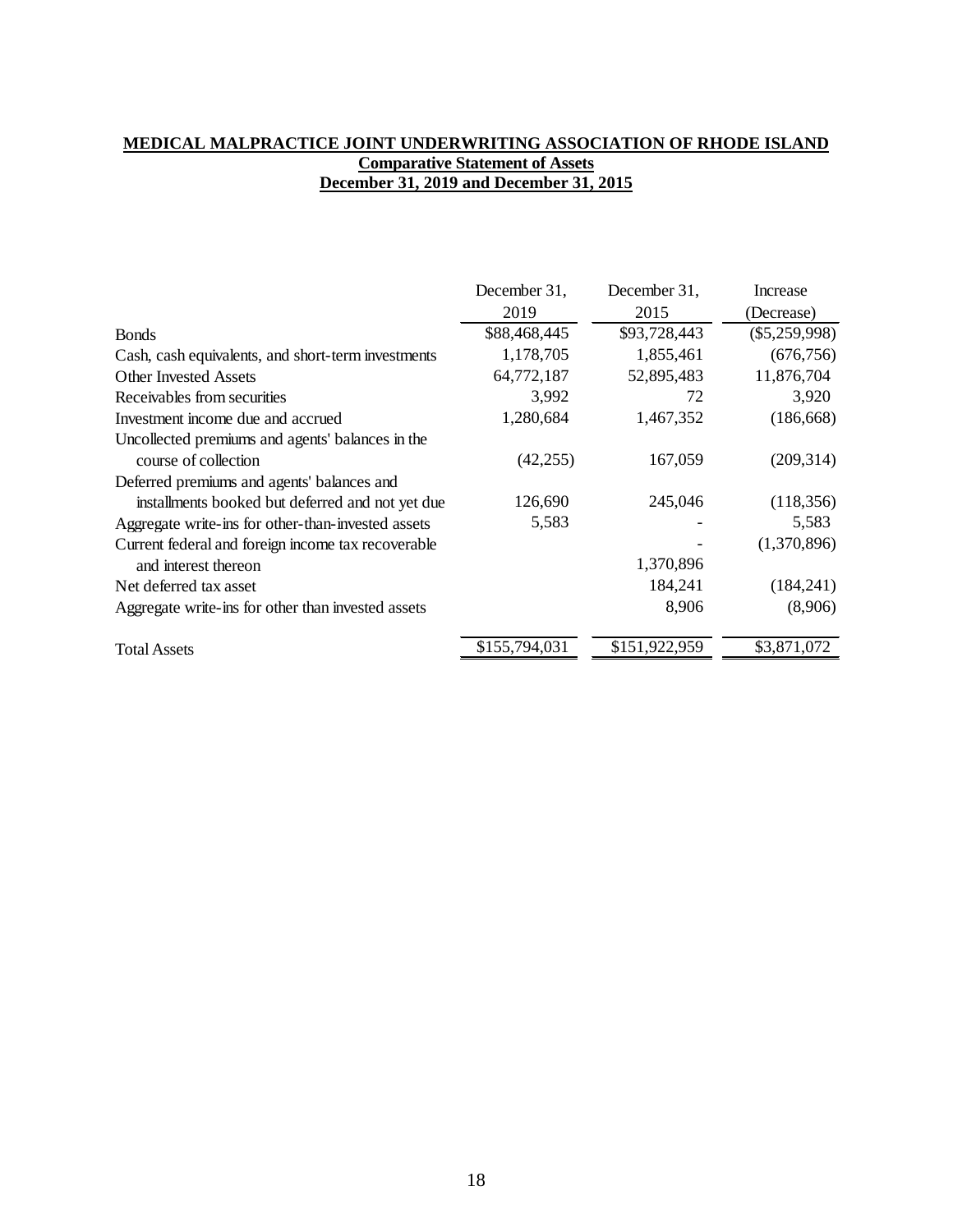**MEDICAL MALPRACTICE JOINT UNDERWRITING ASSOCIATION OF RHODE ISLAND**

**Comparative Statement of Assets**

**December 31, 2019 and December 31, 2015**

| | December 31, 2019 | December 31, 2015 | Increase (Decrease) |
|---|---|---|---|
| Bonds | $88,468,445 | $93,728,443 | ($5,259,998) |
| Cash, cash equivalents, and short-term investments | 1,178,705 | 1,855,461 | (676,756) |
| Other Invested Assets | 64,772,187 | 52,895,483 | 11,876,704 |
| Receivables from securities | 3,992 | 72 | 3,920 |
| Investment income due and accrued | 1,280,684 | 1,467,352 | (186,668) |
| Uncollected premiums and agents' balances in the course of collection | (42,255) | 167,059 | (209,314) |
| Deferred premiums and agents' balances and installments booked but deferred and not yet due | 126,690 | 245,046 | (118,356) |
| Aggregate write-ins for other-than-invested assets | 5,583 | - | 5,583 |
| Current federal and foreign income tax recoverable and interest thereon | | 1,370,896 | (1,370,896) |
| Net deferred tax asset | | 184,241 | (184,241) |
| Aggregate write-ins for other than invested assets | | 8,906 | (8,906) |
| Total Assets | $155,794,031 | $151,922,959 | $3,871,072 |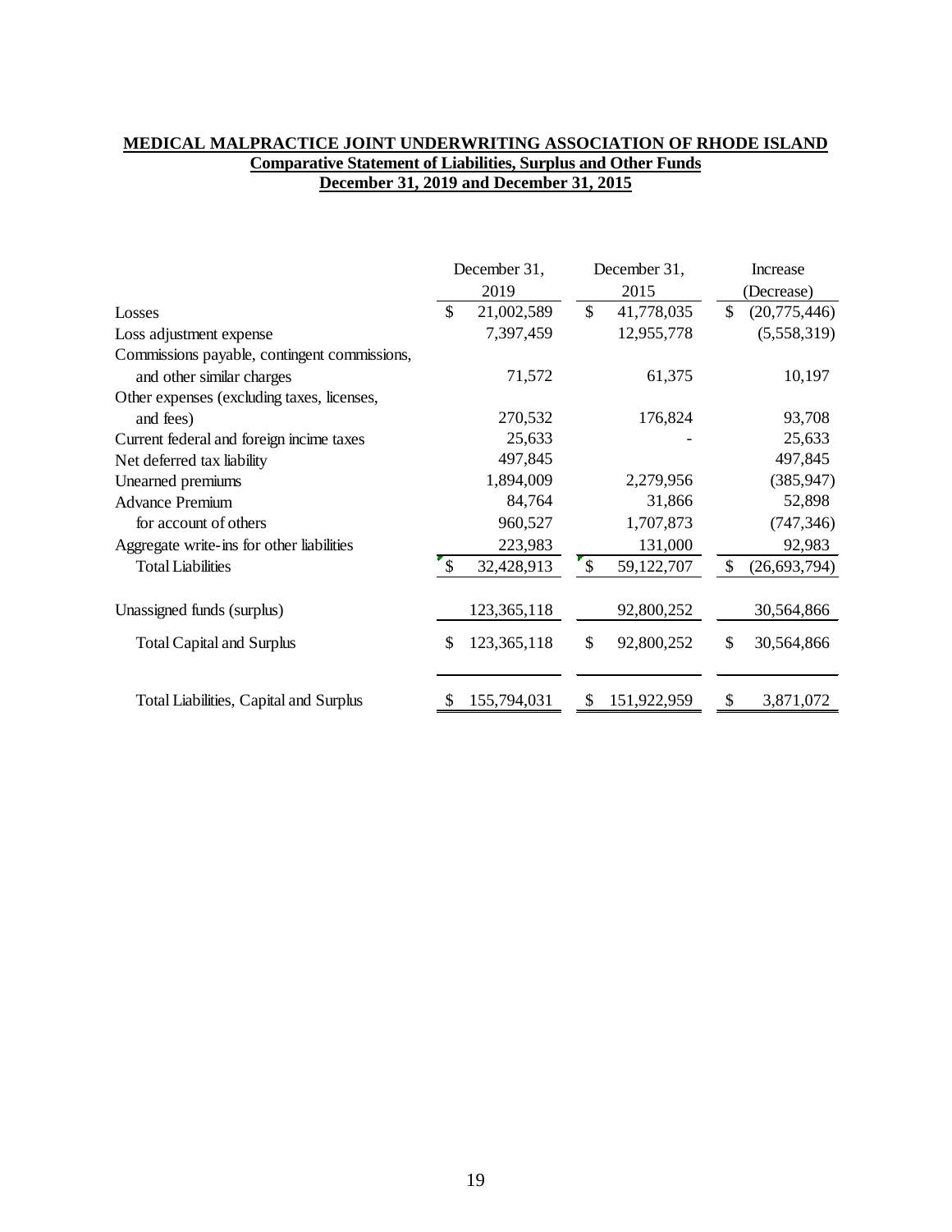**MEDICAL MALPRACTICE JOINT UNDERWRITING ASSOCIATION OF RHODE ISLAND**

**Comparative Statement of Liabilities, Surplus and Other Funds**

**December 31, 2019 and December 31, 2015**

| | December 31, 2019 | December 31, 2015 | Increase (Decrease) |
|---|---|---|---|
| Losses | $ 21,002,589 | $ 41,778,035 | $ (20,775,446) |
| Loss adjustment expense | 7,397,459 | 12,955,778 | (5,558,319) |
| Commissions payable, contingent commissions, and other similar charges | 71,572 | 61,375 | 10,197 |
| Other expenses (excluding taxes, licenses, and fees) | 270,532 | 176,824 | 93,708 |
| Current federal and foreign incime taxes | 25,633 | - | 25,633 |
| Net deferred tax liability | 497,845 | | 497,845 |
| Unearned premiums | 1,894,009 | 2,279,956 | (385,947) |
| Advance Premium | 84,764 | 31,866 | 52,898 |
| for account of others | 960,527 | 1,707,873 | (747,346) |
| Aggregate write-ins for other liabilities | 223,983 | 131,000 | 92,983 |
| Total Liabilities | $ 32,428,913 | $ 59,122,707 | $ (26,693,794) |
| Unassigned funds (surplus) | 123,365,118 | 92,800,252 | 30,564,866 |
| Total Capital and Surplus | $ 123,365,118 | $ 92,800,252 | $ 30,564,866 |
| Total Liabilities, Capital and Surplus | $ 155,794,031 | $ 151,922,959 | $ 3,871,072 |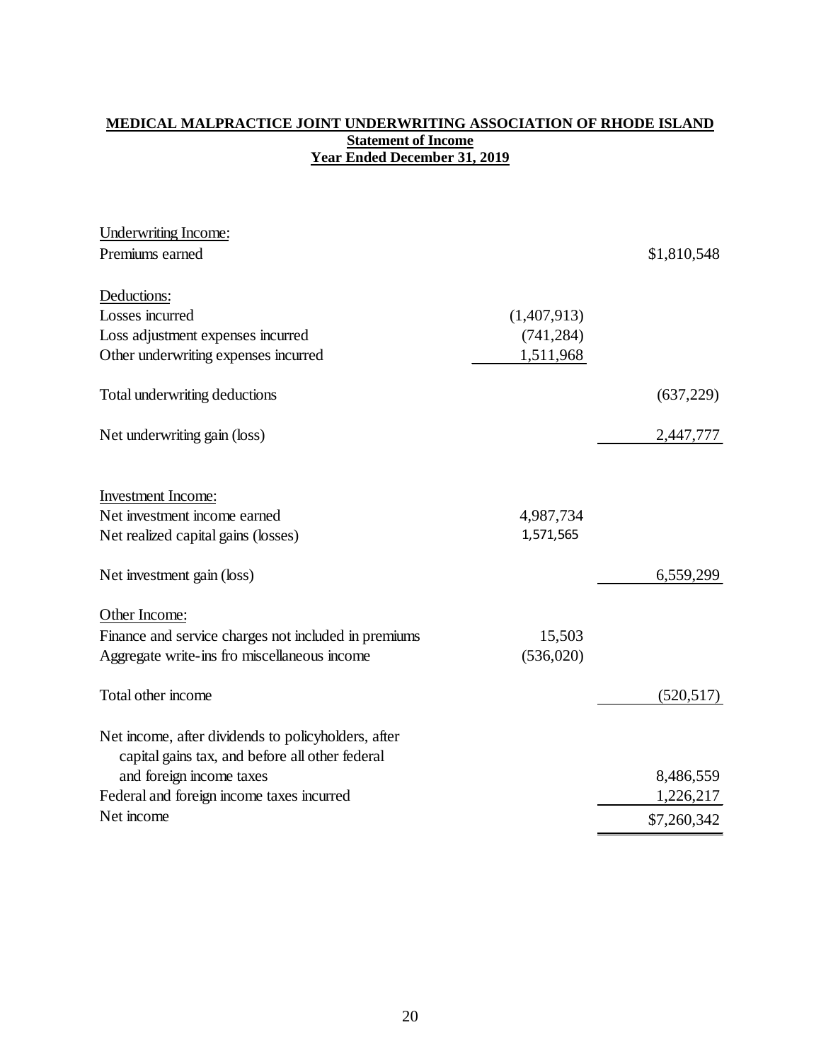**MEDICAL MALPRACTICE JOINT UNDERWRITING ASSOCIATION OF RHODE ISLAND**
**Statement of Income**
**Year Ended December 31, 2019**

| | | |
|---|---|---|
| Underwriting Income: | | |
| Premiums earned | | $1,810,548 |
| | | |
| Deductions: | | |
| Losses incurred | (1,407,913) | |
| Loss adjustment expenses incurred | (741,284) | |
| Other underwriting expenses incurred | 1,511,968 | |
| | | |
| Total underwriting deductions | | (637,229) |
| | | |
| Net underwriting gain (loss) | | 2,447,777 |
| | | |
| Investment Income: | | |
| Net investment income earned | 4,987,734 | |
| Net realized capital gains (losses) | 1,571,565 | |
| | | |
| Net investment gain (loss) | | 6,559,299 |
| | | |
| Other Income: | | |
| Finance and service charges not included in premiums | 15,503 | |
| Aggregate write-ins fro miscellaneous income | (536,020) | |
| | | |
| Total other income | | (520,517) |
| | | |
| Net income, after dividends to policyholders, after capital gains tax, and before all other federal and foreign income taxes | | 8,486,559 |
| Federal and foreign income taxes incurred | | 1,226,217 |
| Net income | | $7,260,342 |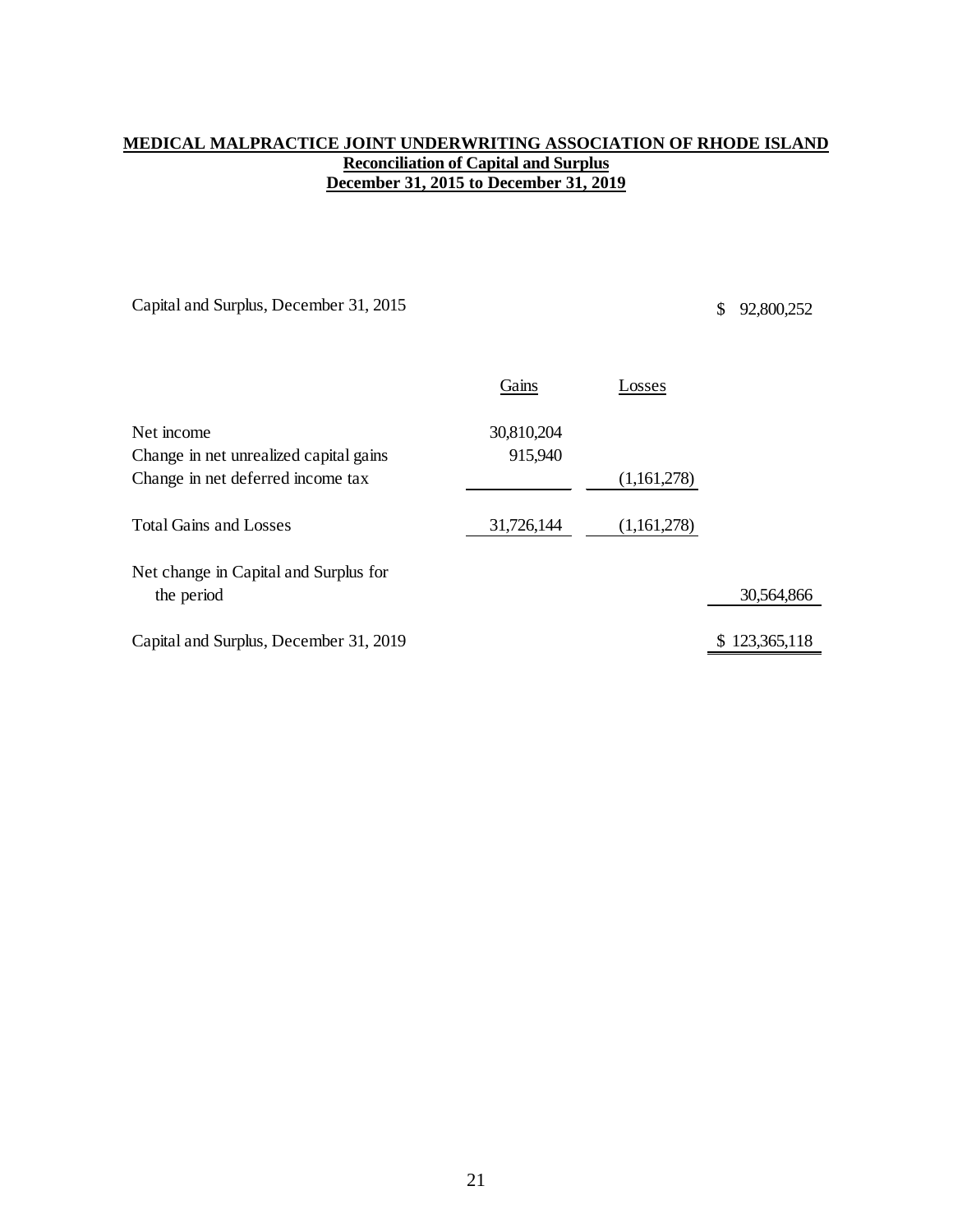**MEDICAL MALPRACTICE JOINT UNDERWRITING ASSOCIATION OF RHODE ISLAND**
**Reconciliation of Capital and Surplus**
**December 31, 2015 to December 31, 2019**

| | Gains | Losses | |
|---|---|---|---|
| Capital and Surplus, December 31, 2015 | | | $ 92,800,252 |
| Net income | 30,810,204 | | |
| Change in net unrealized capital gains | 915,940 | | |
| Change in net deferred income tax | | (1,161,278) | |
| Total Gains and Losses | 31,726,144 | (1,161,278) | |
| Net change in Capital and Surplus for the period | | | 30,564,866 |
| Capital and Surplus, December 31, 2019 | | | $ 123,365,118 |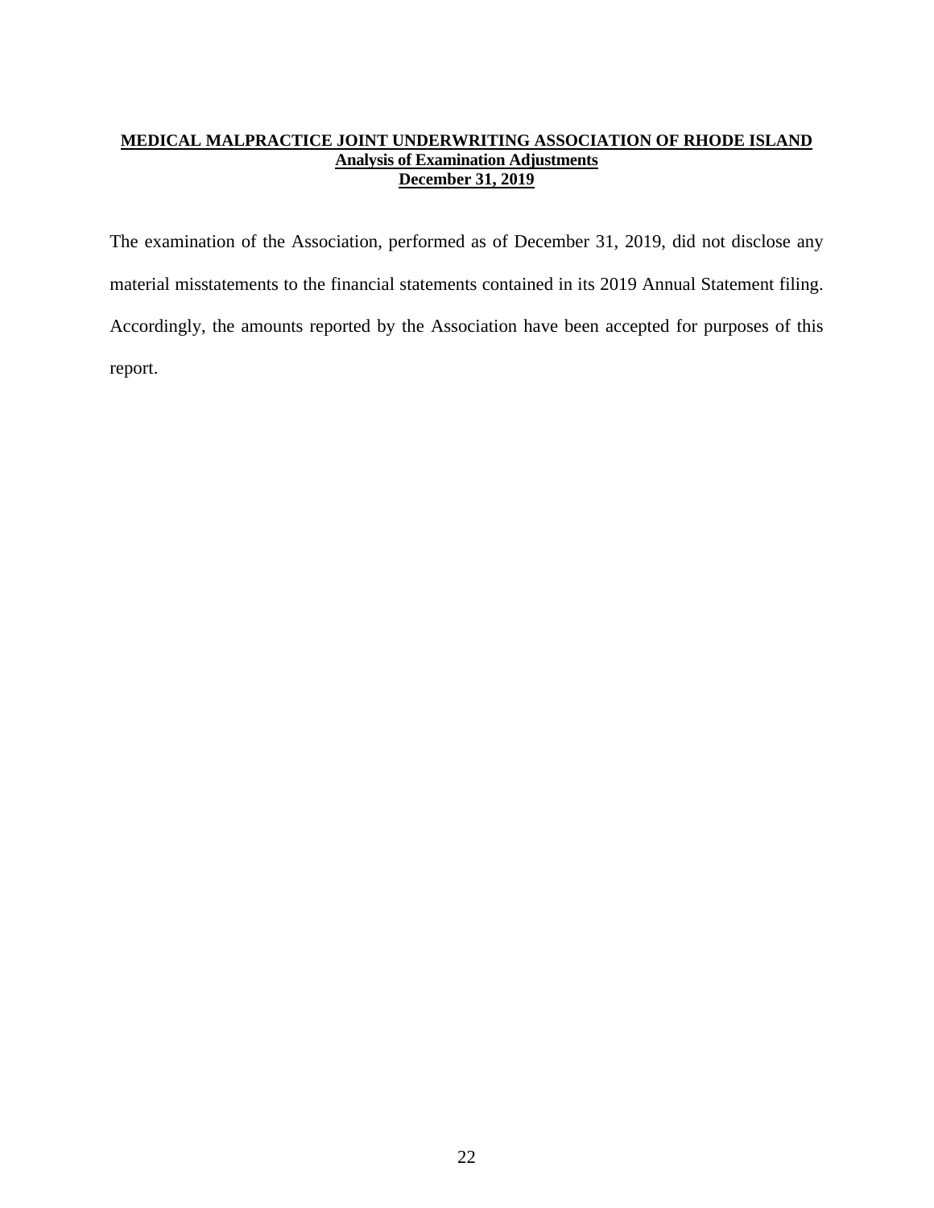**MEDICAL MALPRACTICE JOINT UNDERWRITING ASSOCIATION OF RHODE ISLAND**
**Analysis of Examination Adjustments**
**December 31, 2019**

The examination of the Association, performed as of December 31, 2019, did not disclose any material misstatements to the financial statements contained in its 2019 Annual Statement filing. Accordingly, the amounts reported by the Association have been accepted for purposes of this report.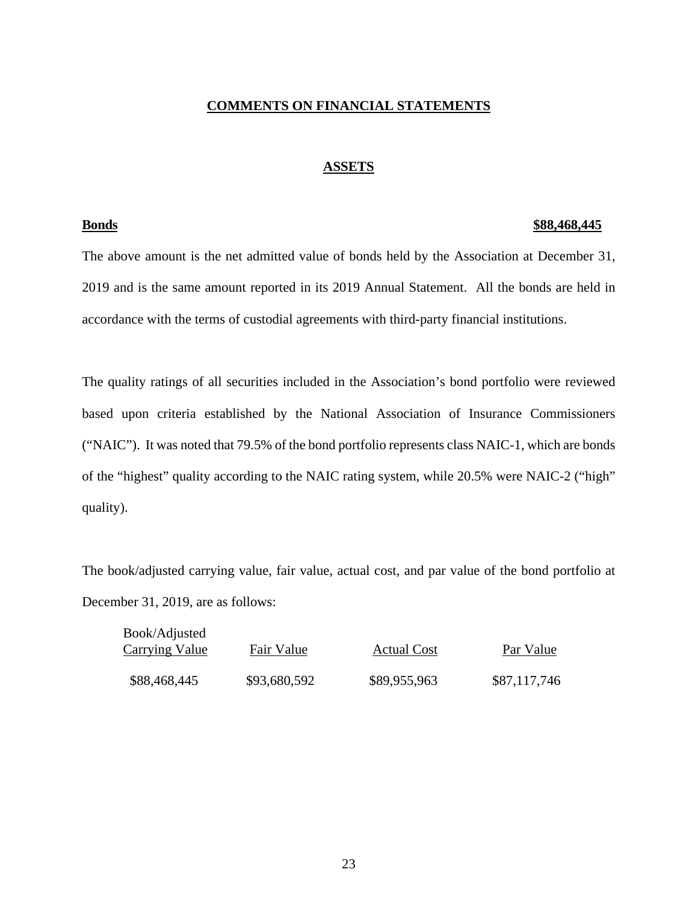## COMMENTS ON FINANCIAL STATEMENTS

### ASSETS

**Bonds** **$88,468,445**

The above amount is the net admitted value of bonds held by the Association at December 31, 2019 and is the same amount reported in its 2019 Annual Statement. All the bonds are held in accordance with the terms of custodial agreements with third-party financial institutions.

The quality ratings of all securities included in the Association's bond portfolio were reviewed based upon criteria established by the National Association of Insurance Commissioners ("NAIC"). It was noted that 79.5% of the bond portfolio represents class NAIC-1, which are bonds of the "highest" quality according to the NAIC rating system, while 20.5% were NAIC-2 ("high" quality).

The book/adjusted carrying value, fair value, actual cost, and par value of the bond portfolio at December 31, 2019, are as follows:

| Book/Adjusted Carrying Value | Fair Value | Actual Cost | Par Value |
|---|---|---|---|
| $88,468,445 | $93,680,592 | $89,955,963 | $87,117,746 |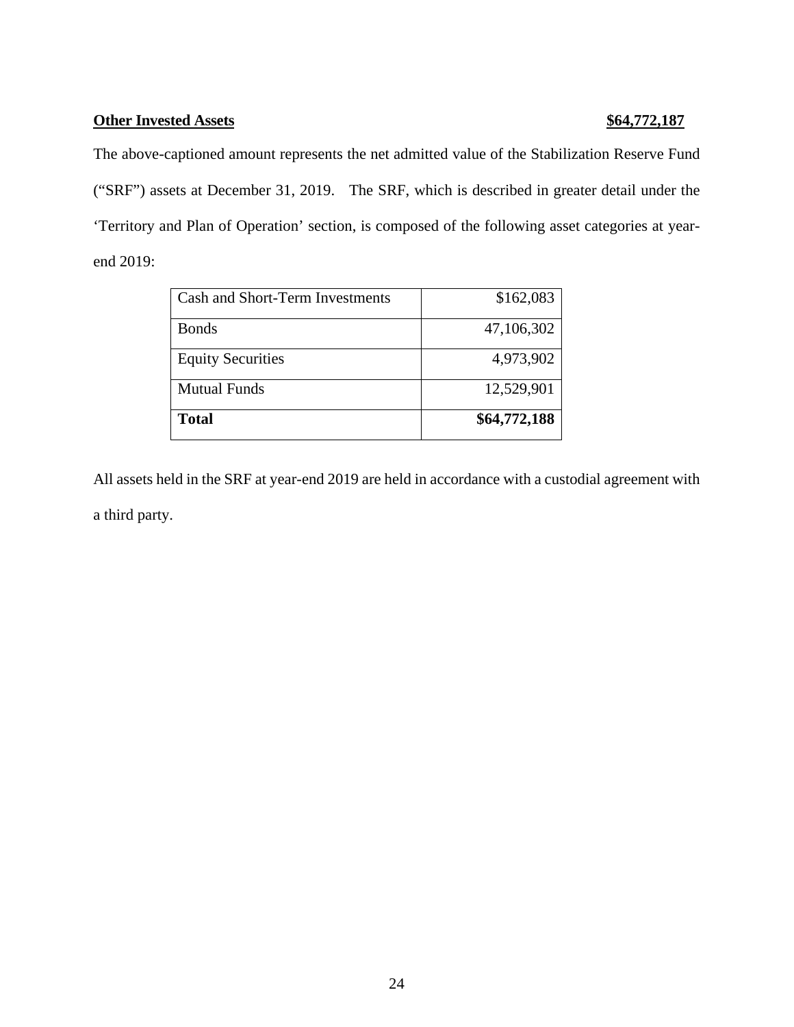**<u>Other Invested Assets</u>** **<u>$64,772,187</u>**

The above-captioned amount represents the net admitted value of the Stabilization Reserve Fund ("SRF") assets at December 31, 2019. The SRF, which is described in greater detail under the 'Territory and Plan of Operation' section, is composed of the following asset categories at year-end 2019:

| | |
|---|---:|
| Cash and Short-Term Investments | $162,083 |
| Bonds | 47,106,302 |
| Equity Securities | 4,973,902 |
| Mutual Funds | 12,529,901 |
| **Total** | **$64,772,188** |

All assets held in the SRF at year-end 2019 are held in accordance with a custodial agreement with a third party.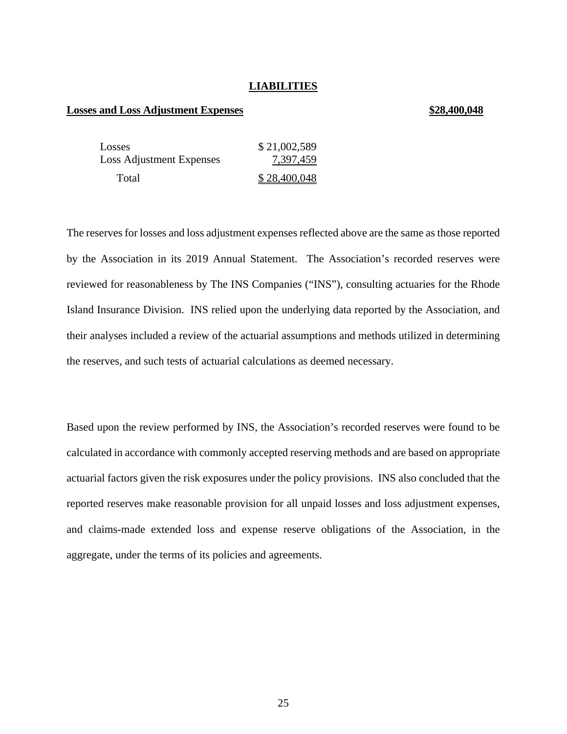## LIABILITIES

**Losses and Loss Adjustment Expenses** **$28,400,048**

| | |
|---|---|
| Losses | $ 21,002,589 |
| Loss Adjustment Expenses | 7,397,459 |
| Total | $ 28,400,048 |

The reserves for losses and loss adjustment expenses reflected above are the same as those reported by the Association in its 2019 Annual Statement. The Association's recorded reserves were reviewed for reasonableness by The INS Companies ("INS"), consulting actuaries for the Rhode Island Insurance Division. INS relied upon the underlying data reported by the Association, and their analyses included a review of the actuarial assumptions and methods utilized in determining the reserves, and such tests of actuarial calculations as deemed necessary.

Based upon the review performed by INS, the Association's recorded reserves were found to be calculated in accordance with commonly accepted reserving methods and are based on appropriate actuarial factors given the risk exposures under the policy provisions. INS also concluded that the reported reserves make reasonable provision for all unpaid losses and loss adjustment expenses, and claims-made extended loss and expense reserve obligations of the Association, in the aggregate, under the terms of its policies and agreements.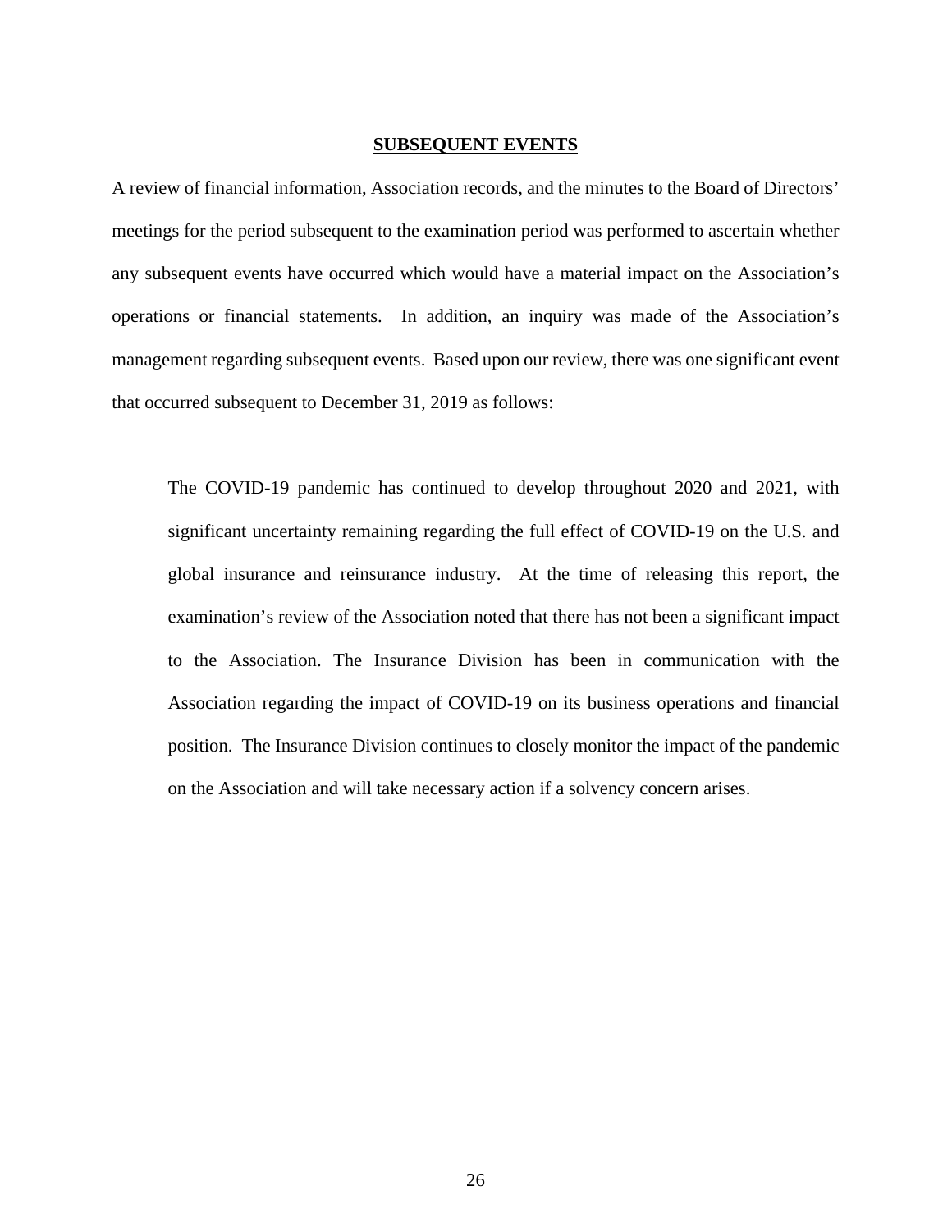## SUBSEQUENT EVENTS

A review of financial information, Association records, and the minutes to the Board of Directors' meetings for the period subsequent to the examination period was performed to ascertain whether any subsequent events have occurred which would have a material impact on the Association's operations or financial statements. In addition, an inquiry was made of the Association's management regarding subsequent events. Based upon our review, there was one significant event that occurred subsequent to December 31, 2019 as follows:

> The COVID-19 pandemic has continued to develop throughout 2020 and 2021, with significant uncertainty remaining regarding the full effect of COVID-19 on the U.S. and global insurance and reinsurance industry. At the time of releasing this report, the examination's review of the Association noted that there has not been a significant impact to the Association. The Insurance Division has been in communication with the Association regarding the impact of COVID-19 on its business operations and financial position. The Insurance Division continues to closely monitor the impact of the pandemic on the Association and will take necessary action if a solvency concern arises.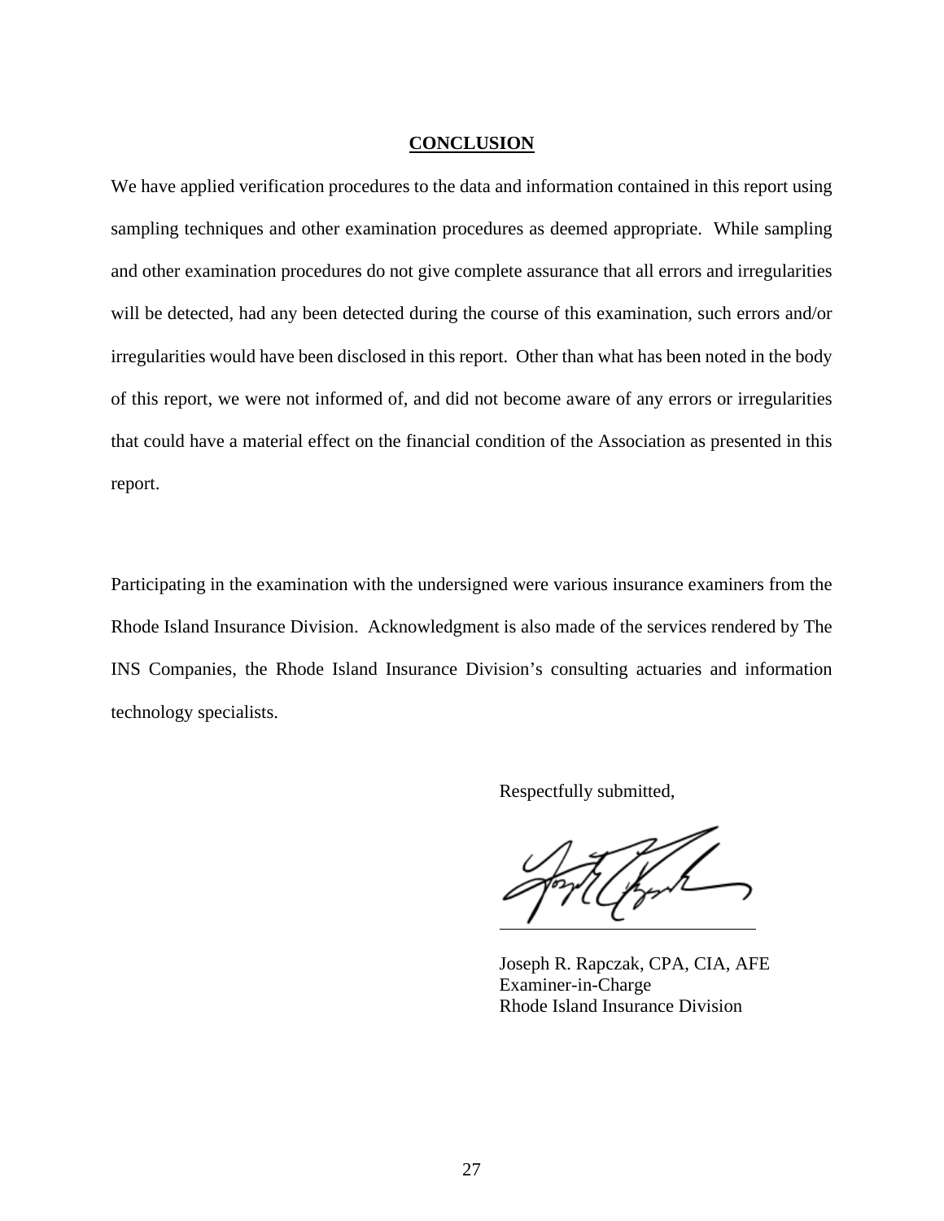## CONCLUSION

We have applied verification procedures to the data and information contained in this report using sampling techniques and other examination procedures as deemed appropriate. While sampling and other examination procedures do not give complete assurance that all errors and irregularities will be detected, had any been detected during the course of this examination, such errors and/or irregularities would have been disclosed in this report. Other than what has been noted in the body of this report, we were not informed of, and did not become aware of any errors or irregularities that could have a material effect on the financial condition of the Association as presented in this report.

Participating in the examination with the undersigned were various insurance examiners from the Rhode Island Insurance Division. Acknowledgment is also made of the services rendered by The INS Companies, the Rhode Island Insurance Division's consulting actuaries and information technology specialists.

Respectfully submitted,

Joseph R. Rapczak, CPA, CIA, AFE
Examiner-in-Charge
Rhode Island Insurance Division